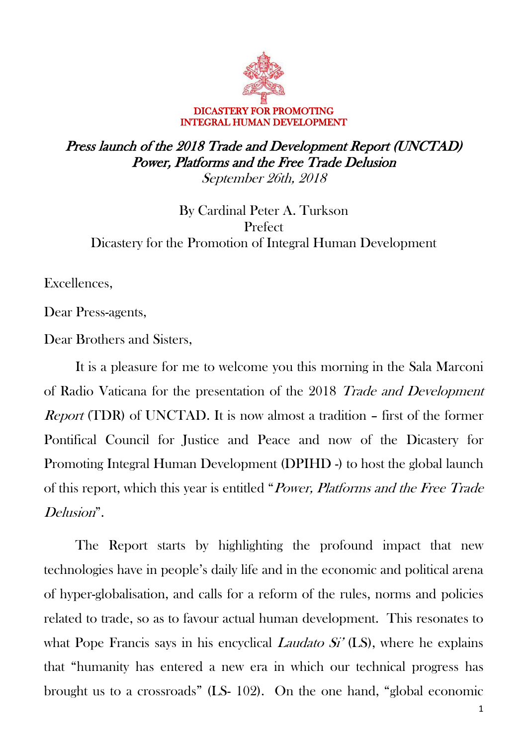**DICASTERY FOR PROMOTING INTEGRAL HUMAN DEVELOPMENT**

*Press launch of the 2018 Trade and Development Report (UNCTAD)*
*Power, Platforms and the Free Trade Delusion*
*September 26th, 2018*

By Cardinal Peter A. Turkson
Prefect
Dicastery for the Promotion of Integral Human Development

Excellences,

Dear Press-agents,

Dear Brothers and Sisters,

It is a pleasure for me to welcome you this morning in the Sala Marconi of Radio Vaticana for the presentation of the 2018 *Trade and Development Report* (TDR) of UNCTAD. It is now almost a tradition – first of the former Pontifical Council for Justice and Peace and now of the Dicastery for Promoting Integral Human Development (DPIHD -) to host the global launch of this report, which this year is entitled "*Power, Platforms and the Free Trade Delusion*".

The Report starts by highlighting the profound impact that new technologies have in people's daily life and in the economic and political arena of hyper-globalisation, and calls for a reform of the rules, norms and policies related to trade, so as to favour actual human development. This resonates to what Pope Francis says in his encyclical *Laudato Si'* (LS), where he explains that "humanity has entered a new era in which our technical progress has brought us to a crossroads" (LS- 102). On the one hand, "global economic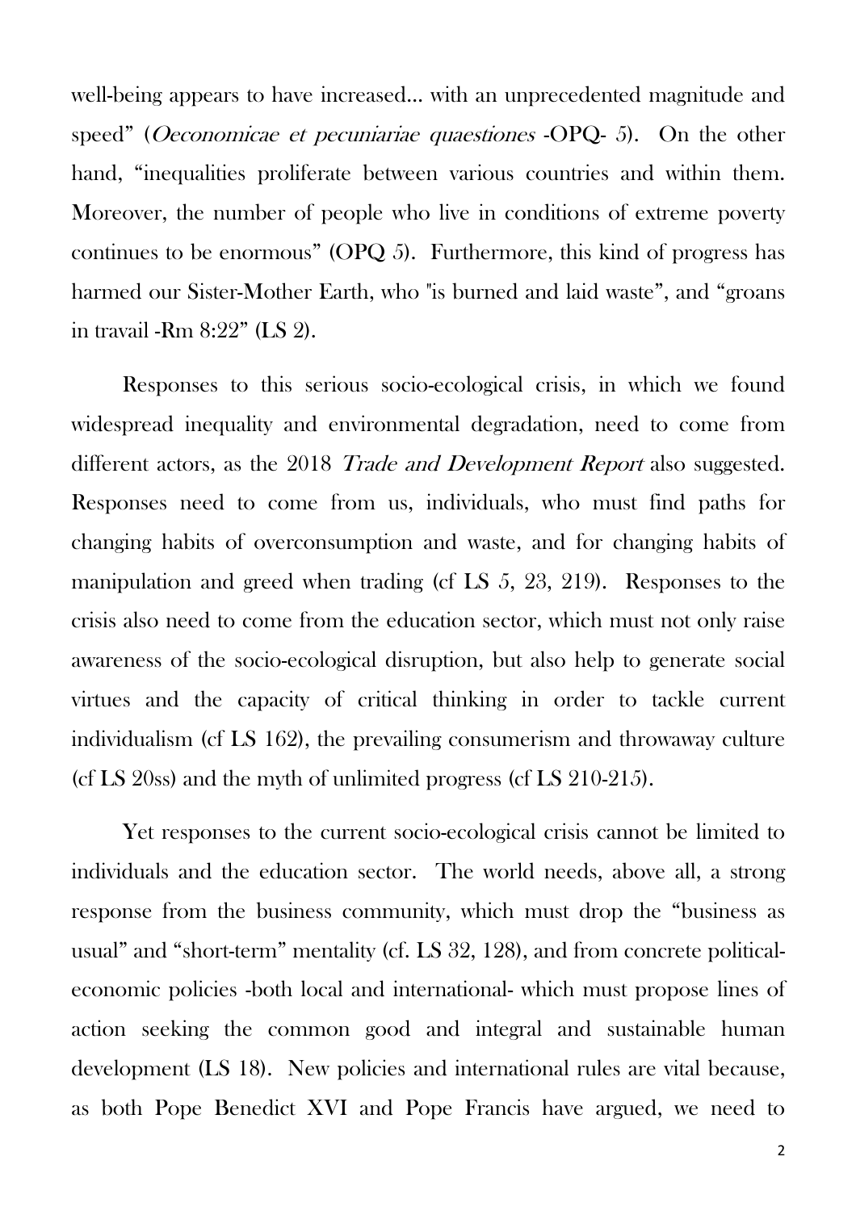well-being appears to have increased… with an unprecedented magnitude and speed" (*Oeconomicae et pecuniariae quaestiones* -OPQ- 5). On the other hand, "inequalities proliferate between various countries and within them. Moreover, the number of people who live in conditions of extreme poverty continues to be enormous" (OPQ 5). Furthermore, this kind of progress has harmed our Sister-Mother Earth, who "is burned and laid waste", and "groans in travail -Rm 8:22" (LS 2).

Responses to this serious socio-ecological crisis, in which we found widespread inequality and environmental degradation, need to come from different actors, as the 2018 *Trade and Development Report* also suggested. Responses need to come from us, individuals, who must find paths for changing habits of overconsumption and waste, and for changing habits of manipulation and greed when trading (cf LS 5, 23, 219). Responses to the crisis also need to come from the education sector, which must not only raise awareness of the socio-ecological disruption, but also help to generate social virtues and the capacity of critical thinking in order to tackle current individualism (cf LS 162), the prevailing consumerism and throwaway culture (cf LS 20ss) and the myth of unlimited progress (cf LS 210-215).

Yet responses to the current socio-ecological crisis cannot be limited to individuals and the education sector. The world needs, above all, a strong response from the business community, which must drop the "business as usual" and "short-term" mentality (cf. LS 32, 128), and from concrete political-economic policies -both local and international- which must propose lines of action seeking the common good and integral and sustainable human development (LS 18). New policies and international rules are vital because, as both Pope Benedict XVI and Pope Francis have argued, we need to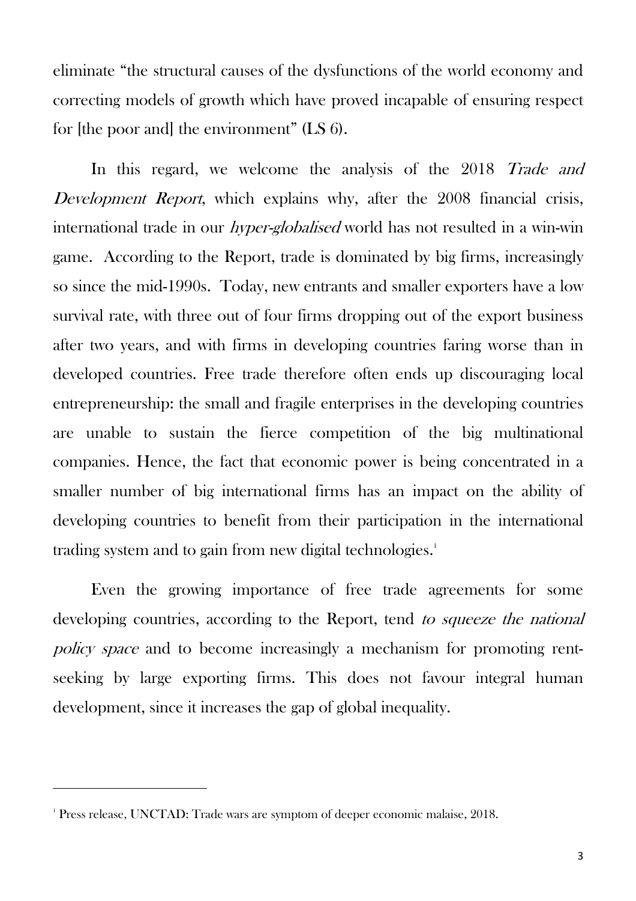eliminate "the structural causes of the dysfunctions of the world economy and correcting models of growth which have proved incapable of ensuring respect for [the poor and] the environment" (LS 6).

In this regard, we welcome the analysis of the 2018 *Trade and Development Report*, which explains why, after the 2008 financial crisis, international trade in our *hyper-globalised* world has not resulted in a win-win game. According to the Report, trade is dominated by big firms, increasingly so since the mid-1990s. Today, new entrants and smaller exporters have a low survival rate, with three out of four firms dropping out of the export business after two years, and with firms in developing countries faring worse than in developed countries. Free trade therefore often ends up discouraging local entrepreneurship: the small and fragile enterprises in the developing countries are unable to sustain the fierce competition of the big multinational companies. Hence, the fact that economic power is being concentrated in a smaller number of big international firms has an impact on the ability of developing countries to benefit from their participation in the international trading system and to gain from new digital technologies.[1]

Even the growing importance of free trade agreements for some developing countries, according to the Report, tend *to squeeze the national policy space* and to become increasingly a mechanism for promoting rent-seeking by large exporting firms. This does not favour integral human development, since it increases the gap of global inequality.

---

[1] Press release, UNCTAD: Trade wars are symptom of deeper economic malaise, 2018.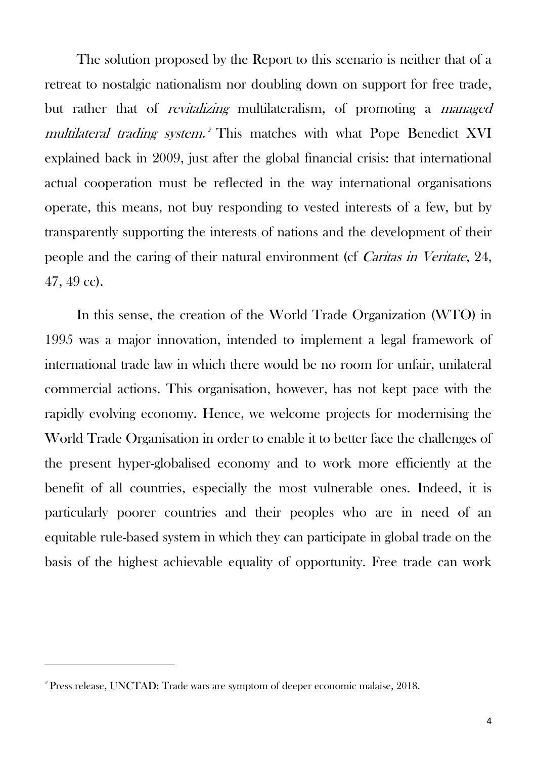The solution proposed by the Report to this scenario is neither that of a retreat to nostalgic nationalism nor doubling down on support for free trade, but rather that of *revitalizing* multilateralism, of promoting a *managed multilateral trading system.*[2] This matches with what Pope Benedict XVI explained back in 2009, just after the global financial crisis: that international actual cooperation must be reflected in the way international organisations operate, this means, not buy responding to vested interests of a few, but by transparently supporting the interests of nations and the development of their people and the caring of their natural environment (cf *Caritas in Veritate*, 24, 47, 49 cc).

In this sense, the creation of the World Trade Organization (WTO) in 1995 was a major innovation, intended to implement a legal framework of international trade law in which there would be no room for unfair, unilateral commercial actions. This organisation, however, has not kept pace with the rapidly evolving economy. Hence, we welcome projects for modernising the World Trade Organisation in order to enable it to better face the challenges of the present hyper-globalised economy and to work more efficiently at the benefit of all countries, especially the most vulnerable ones. Indeed, it is particularly poorer countries and their peoples who are in need of an equitable rule-based system in which they can participate in global trade on the basis of the highest achievable equality of opportunity. Free trade can work

---

[2] Press release, UNCTAD: Trade wars are symptom of deeper economic malaise, 2018.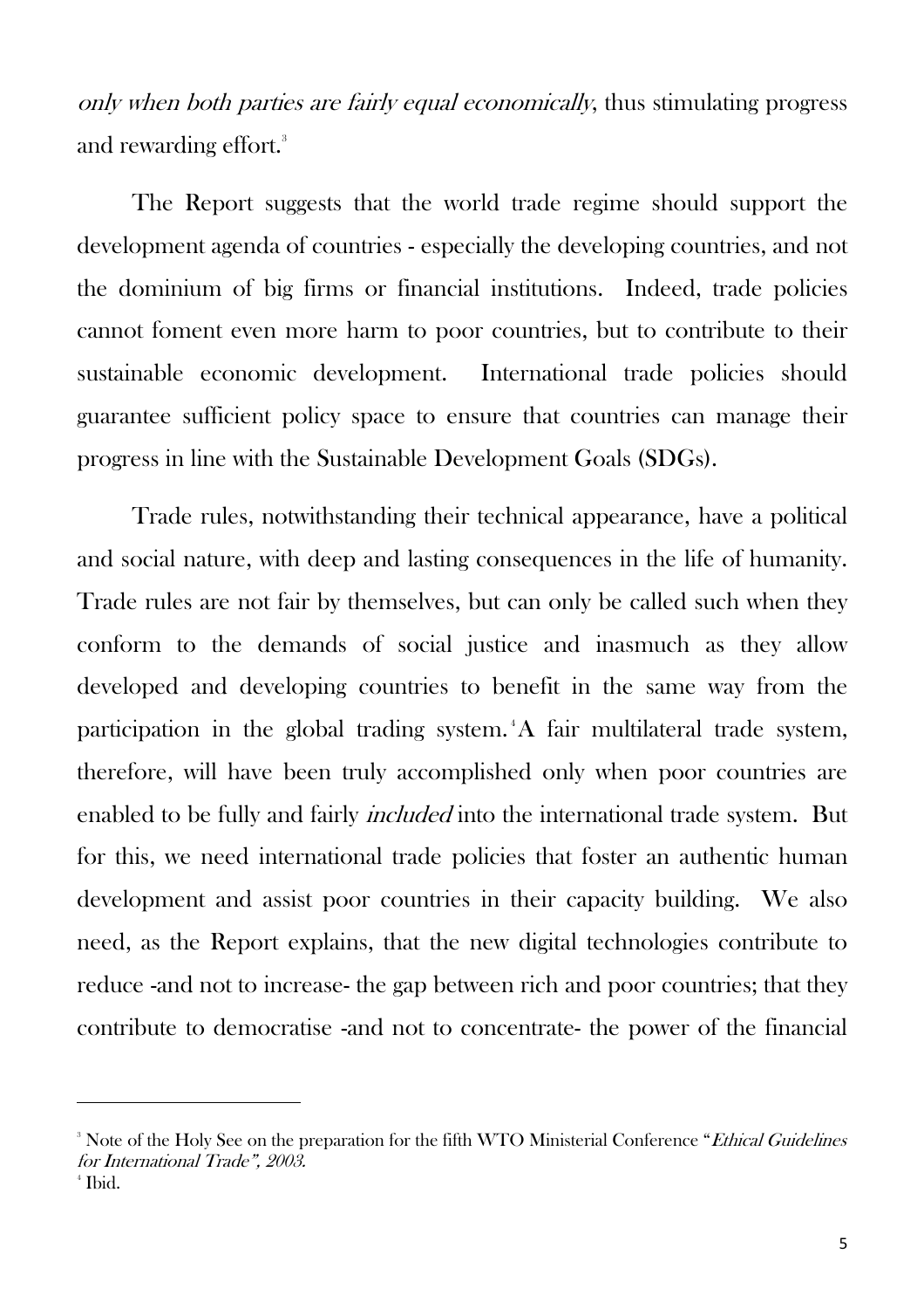*only when both parties are fairly equal economically*, thus stimulating progress and rewarding effort.[3]

The Report suggests that the world trade regime should support the development agenda of countries - especially the developing countries, and not the dominium of big firms or financial institutions. Indeed, trade policies cannot foment even more harm to poor countries, but to contribute to their sustainable economic development. International trade policies should guarantee sufficient policy space to ensure that countries can manage their progress in line with the Sustainable Development Goals (SDGs).

Trade rules, notwithstanding their technical appearance, have a political and social nature, with deep and lasting consequences in the life of humanity. Trade rules are not fair by themselves, but can only be called such when they conform to the demands of social justice and inasmuch as they allow developed and developing countries to benefit in the same way from the participation in the global trading system.[4] A fair multilateral trade system, therefore, will have been truly accomplished only when poor countries are enabled to be fully and fairly *included* into the international trade system. But for this, we need international trade policies that foster an authentic human development and assist poor countries in their capacity building. We also need, as the Report explains, that the new digital technologies contribute to reduce -and not to increase- the gap between rich and poor countries; that they contribute to democratise -and not to concentrate- the power of the financial

---

[3] Note of the Holy See on the preparation for the fifth WTO Ministerial Conference "*Ethical Guidelines for International Trade", 2003.*

[4] Ibid.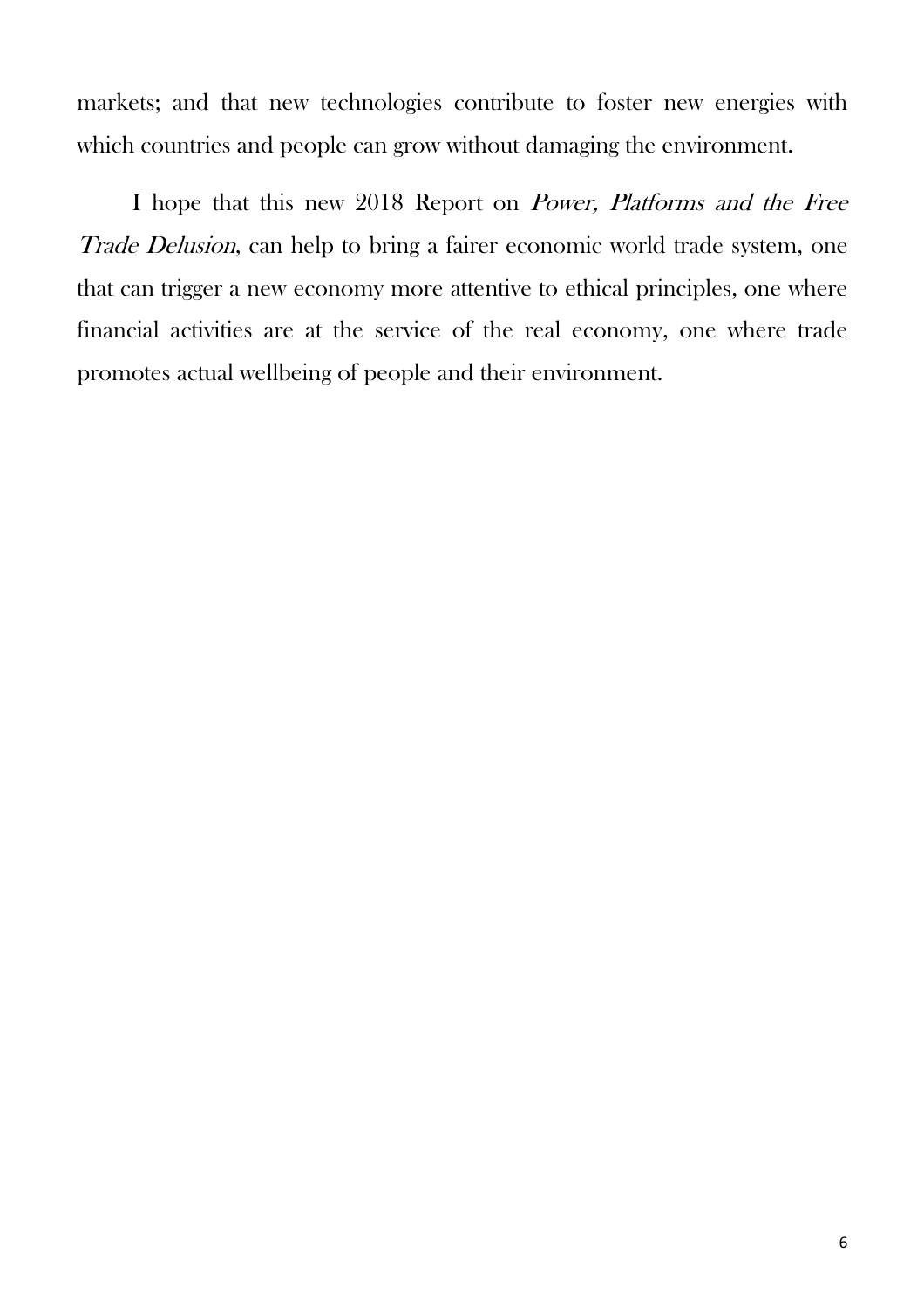markets; and that new technologies contribute to foster new energies with which countries and people can grow without damaging the environment.

I hope that this new 2018 Report on *Power, Platforms and the Free Trade Delusion*, can help to bring a fairer economic world trade system, one that can trigger a new economy more attentive to ethical principles, one where financial activities are at the service of the real economy, one where trade promotes actual wellbeing of people and their environment.